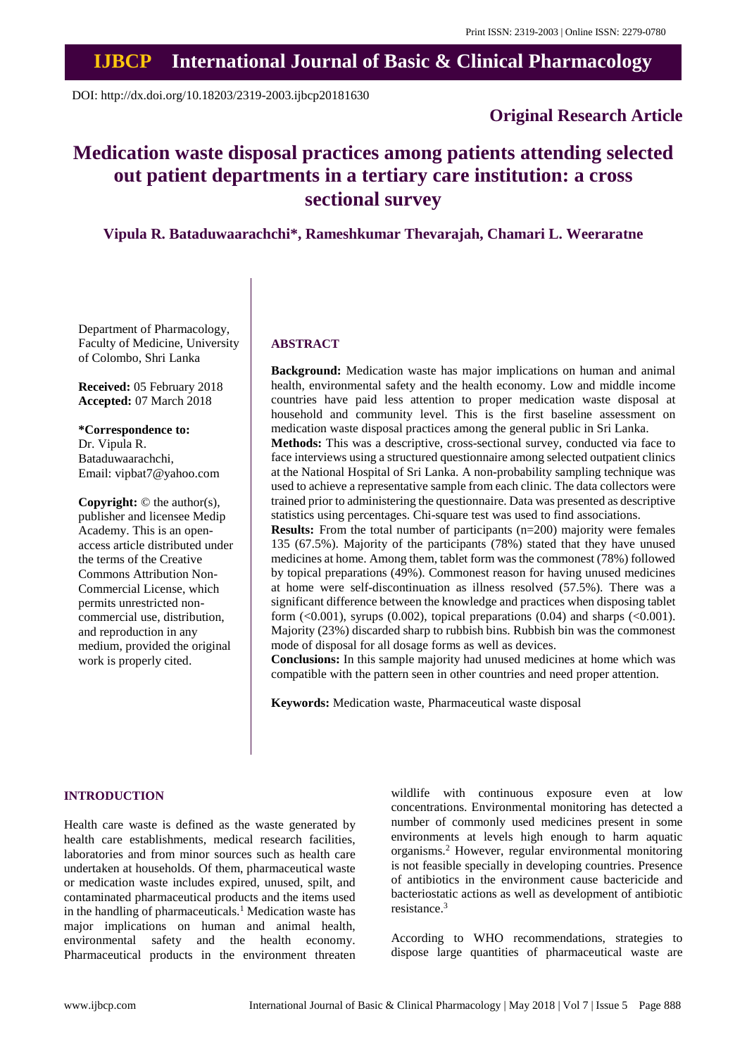Print ISSN: 2319-2003 | Online ISSN: 2279-0780

# IJBCP International Journal of Basic & Clinical Pharmacology

DOI: http://dx.doi.org/10.18203/2319-2003.ijbcp20181630

**Original Research Article**

# Medication waste disposal practices among patients attending selected out patient departments in a tertiary care institution: a cross sectional survey

**Vipula R. Bataduwaarachchi\*, Rameshkumar Thevarajah, Chamari L. Weeraratne**

Department of Pharmacology, Faculty of Medicine, University of Colombo, Shri Lanka

**Received:** 05 February 2018
**Accepted:** 07 March 2018

**\*Correspondence to:**
Dr. Vipula R. Bataduwaarachchi,
Email: vipbat7@yahoo.com

**Copyright:** © the author(s), publisher and licensee Medip Academy. This is an open-access article distributed under the terms of the Creative Commons Attribution Non-Commercial License, which permits unrestricted non-commercial use, distribution, and reproduction in any medium, provided the original work is properly cited.

## ABSTRACT

**Background:** Medication waste has major implications on human and animal health, environmental safety and the health economy. Low and middle income countries have paid less attention to proper medication waste disposal at household and community level. This is the first baseline assessment on medication waste disposal practices among the general public in Sri Lanka.

**Methods:** This was a descriptive, cross-sectional survey, conducted via face to face interviews using a structured questionnaire among selected outpatient clinics at the National Hospital of Sri Lanka. A non-probability sampling technique was used to achieve a representative sample from each clinic. The data collectors were trained prior to administering the questionnaire. Data was presented as descriptive statistics using percentages. Chi-square test was used to find associations.

**Results:** From the total number of participants (n=200) majority were females 135 (67.5%). Majority of the participants (78%) stated that they have unused medicines at home. Among them, tablet form was the commonest (78%) followed by topical preparations (49%). Commonest reason for having unused medicines at home were self-discontinuation as illness resolved (57.5%). There was a significant difference between the knowledge and practices when disposing tablet form (<0.001), syrups (0.002), topical preparations (0.04) and sharps (<0.001). Majority (23%) discarded sharp to rubbish bins. Rubbish bin was the commonest mode of disposal for all dosage forms as well as devices.

**Conclusions:** In this sample majority had unused medicines at home which was compatible with the pattern seen in other countries and need proper attention.

**Keywords:** Medication waste, Pharmaceutical waste disposal

## INTRODUCTION

Health care waste is defined as the waste generated by health care establishments, medical research facilities, laboratories and from minor sources such as health care undertaken at households. Of them, pharmaceutical waste or medication waste includes expired, unused, spilt, and contaminated pharmaceutical products and the items used in the handling of pharmaceuticals.[1] Medication waste has major implications on human and animal health, environmental safety and the health economy. Pharmaceutical products in the environment threaten wildlife with continuous exposure even at low concentrations. Environmental monitoring has detected a number of commonly used medicines present in some environments at levels high enough to harm aquatic organisms.[2] However, regular environmental monitoring is not feasible specially in developing countries. Presence of antibiotics in the environment cause bactericide and bacteriostatic actions as well as development of antibiotic resistance.[3]

According to WHO recommendations, strategies to dispose large quantities of pharmaceutical waste are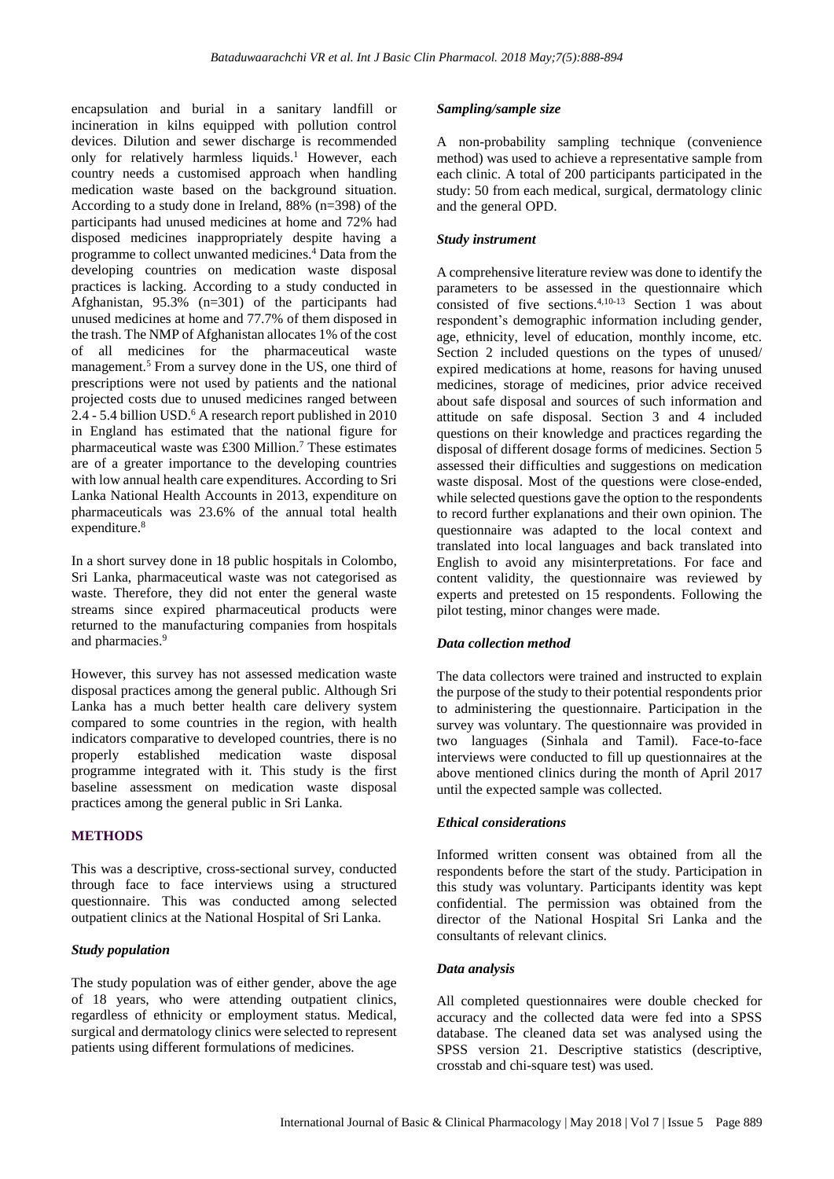encapsulation and burial in a sanitary landfill or incineration in kilns equipped with pollution control devices. Dilution and sewer discharge is recommended only for relatively harmless liquids.[1] However, each country needs a customised approach when handling medication waste based on the background situation. According to a study done in Ireland, 88% (n=398) of the participants had unused medicines at home and 72% had disposed medicines inappropriately despite having a programme to collect unwanted medicines.[4] Data from the developing countries on medication waste disposal practices is lacking. According to a study conducted in Afghanistan, 95.3% (n=301) of the participants had unused medicines at home and 77.7% of them disposed in the trash. The NMP of Afghanistan allocates 1% of the cost of all medicines for the pharmaceutical waste management.[5] From a survey done in the US, one third of prescriptions were not used by patients and the national projected costs due to unused medicines ranged between 2.4 - 5.4 billion USD.[6] A research report published in 2010 in England has estimated that the national figure for pharmaceutical waste was £300 Million.[7] These estimates are of a greater importance to the developing countries with low annual health care expenditures. According to Sri Lanka National Health Accounts in 2013, expenditure on pharmaceuticals was 23.6% of the annual total health expenditure.[8]

In a short survey done in 18 public hospitals in Colombo, Sri Lanka, pharmaceutical waste was not categorised as waste. Therefore, they did not enter the general waste streams since expired pharmaceutical products were returned to the manufacturing companies from hospitals and pharmacies.[9]

However, this survey has not assessed medication waste disposal practices among the general public. Although Sri Lanka has a much better health care delivery system compared to some countries in the region, with health indicators comparative to developed countries, there is no properly established medication waste disposal programme integrated with it. This study is the first baseline assessment on medication waste disposal practices among the general public in Sri Lanka.

## METHODS

This was a descriptive, cross-sectional survey, conducted through face to face interviews using a structured questionnaire. This was conducted among selected outpatient clinics at the National Hospital of Sri Lanka.

### *Study population*

The study population was of either gender, above the age of 18 years, who were attending outpatient clinics, regardless of ethnicity or employment status. Medical, surgical and dermatology clinics were selected to represent patients using different formulations of medicines.

### *Sampling/sample size*

A non-probability sampling technique (convenience method) was used to achieve a representative sample from each clinic. A total of 200 participants participated in the study: 50 from each medical, surgical, dermatology clinic and the general OPD.

### *Study instrument*

A comprehensive literature review was done to identify the parameters to be assessed in the questionnaire which consisted of five sections.[4,10-13] Section 1 was about respondent's demographic information including gender, age, ethnicity, level of education, monthly income, etc. Section 2 included questions on the types of unused/ expired medications at home, reasons for having unused medicines, storage of medicines, prior advice received about safe disposal and sources of such information and attitude on safe disposal. Section 3 and 4 included questions on their knowledge and practices regarding the disposal of different dosage forms of medicines. Section 5 assessed their difficulties and suggestions on medication waste disposal. Most of the questions were close-ended, while selected questions gave the option to the respondents to record further explanations and their own opinion. The questionnaire was adapted to the local context and translated into local languages and back translated into English to avoid any misinterpretations. For face and content validity, the questionnaire was reviewed by experts and pretested on 15 respondents. Following the pilot testing, minor changes were made.

### *Data collection method*

The data collectors were trained and instructed to explain the purpose of the study to their potential respondents prior to administering the questionnaire. Participation in the survey was voluntary. The questionnaire was provided in two languages (Sinhala and Tamil). Face-to-face interviews were conducted to fill up questionnaires at the above mentioned clinics during the month of April 2017 until the expected sample was collected.

### *Ethical considerations*

Informed written consent was obtained from all the respondents before the start of the study. Participation in this study was voluntary. Participants identity was kept confidential. The permission was obtained from the director of the National Hospital Sri Lanka and the consultants of relevant clinics.

### *Data analysis*

All completed questionnaires were double checked for accuracy and the collected data were fed into a SPSS database. The cleaned data set was analysed using the SPSS version 21. Descriptive statistics (descriptive, crosstab and chi-square test) was used.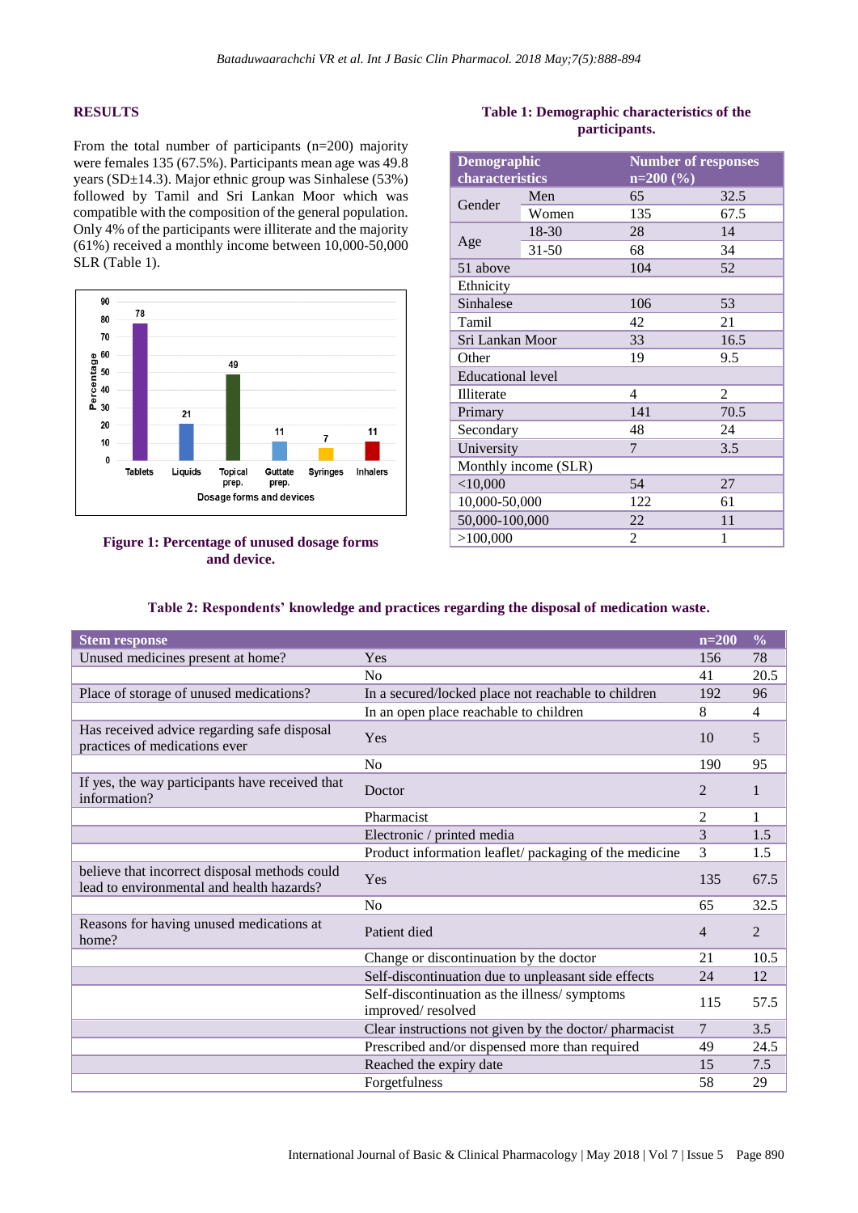## RESULTS

From the total number of participants (n=200) majority were females 135 (67.5%). Participants mean age was 49.8 years (SD±14.3). Major ethnic group was Sinhalese (53%) followed by Tamil and Sri Lankan Moor which was compatible with the composition of the general population. Only 4% of the participants were illiterate and the majority (61%) received a monthly income between 10,000-50,000 SLR (Table 1).

**Figure 1: Percentage of unused dosage forms and device.**

**Table 1: Demographic characteristics of the participants.**

| Demographic characteristics | | Number of responses n=200 (%) | |
|---|---|---|---|
| Gender | Men | 65 | 32.5 |
| | Women | 135 | 67.5 |
| Age | 18-30 | 28 | 14 |
| | 31-50 | 68 | 34 |
| 51 above | | 104 | 52 |
| Ethnicity | | | |
| Sinhalese | | 106 | 53 |
| Tamil | | 42 | 21 |
| Sri Lankan Moor | | 33 | 16.5 |
| Other | | 19 | 9.5 |
| Educational level | | | |
| Illiterate | | 4 | 2 |
| Primary | | 141 | 70.5 |
| Secondary | | 48 | 24 |
| University | | 7 | 3.5 |
| Monthly income (SLR) | | | |
| <10,000 | | 54 | 27 |
| 10,000-50,000 | | 122 | 61 |
| 50,000-100,000 | | 22 | 11 |
| >100,000 | | 2 | 1 |

**Table 2: Respondents' knowledge and practices regarding the disposal of medication waste.**

| Stem response | | n=200 | % |
|---|---|---|---|
| Unused medicines present at home? | Yes | 156 | 78 |
| | No | 41 | 20.5 |
| Place of storage of unused medications? | In a secured/locked place not reachable to children | 192 | 96 |
| | In an open place reachable to children | 8 | 4 |
| Has received advice regarding safe disposal practices of medications ever | Yes | 10 | 5 |
| | No | 190 | 95 |
| If yes, the way participants have received that information? | Doctor | 2 | 1 |
| | Pharmacist | 2 | 1 |
| | Electronic / printed media | 3 | 1.5 |
| | Product information leaflet/ packaging of the medicine | 3 | 1.5 |
| believe that incorrect disposal methods could lead to environmental and health hazards? | Yes | 135 | 67.5 |
| | No | 65 | 32.5 |
| Reasons for having unused medications at home? | Patient died | 4 | 2 |
| | Change or discontinuation by the doctor | 21 | 10.5 |
| | Self-discontinuation due to unpleasant side effects | 24 | 12 |
| | Self-discontinuation as the illness/ symptoms improved/ resolved | 115 | 57.5 |
| | Clear instructions not given by the doctor/ pharmacist | 7 | 3.5 |
| | Prescribed and/or dispensed more than required | 49 | 24.5 |
| | Reached the expiry date | 15 | 7.5 |
| | Forgetfulness | 58 | 29 |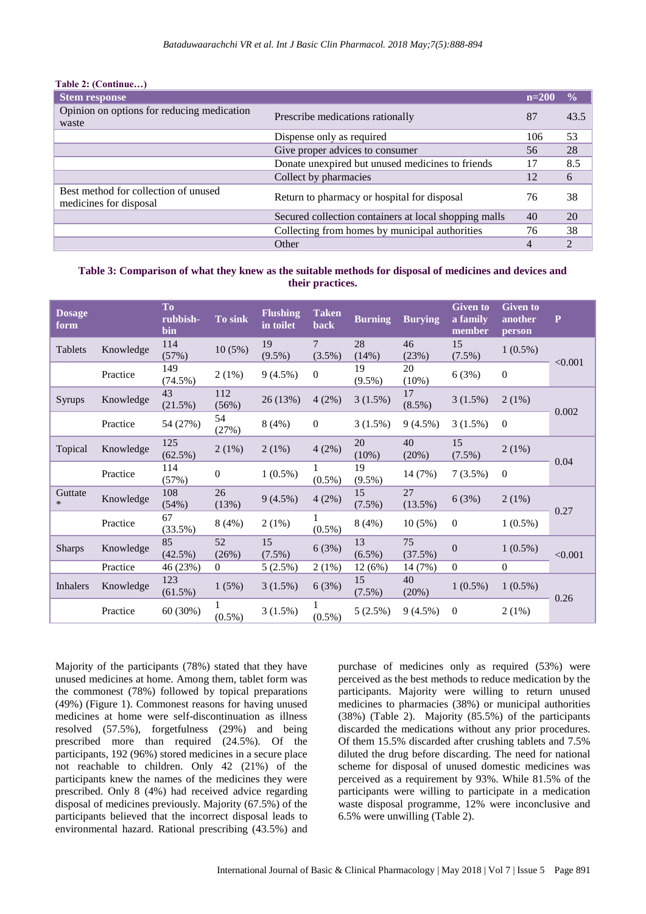**Table 2: (Continue…)**

| Stem response | | n=200 | % |
|---|---|---|---|
| Opinion on options for reducing medication waste | Prescribe medications rationally | 87 | 43.5 |
| | Dispense only as required | 106 | 53 |
| | Give proper advices to consumer | 56 | 28 |
| | Donate unexpired but unused medicines to friends | 17 | 8.5 |
| | Collect by pharmacies | 12 | 6 |
| Best method for collection of unused medicines for disposal | Return to pharmacy or hospital for disposal | 76 | 38 |
| | Secured collection containers at local shopping malls | 40 | 20 |
| | Collecting from homes by municipal authorities | 76 | 38 |
| | Other | 4 | 2 |

**Table 3: Comparison of what they knew as the suitable methods for disposal of medicines and devices and their practices.**

| Dosage form | | To rubbish-bin | To sink | Flushing in toilet | Taken back | Burning | Burying | Given to a family member | Given to another person | P |
|---|---|---|---|---|---|---|---|---|---|---|
| Tablets | Knowledge | 114 (57%) | 10 (5%) | 19 (9.5%) | 7 (3.5%) | 28 (14%) | 46 (23%) | 15 (7.5%) | 1 (0.5%) | <0.001 |
| | Practice | 149 (74.5%) | 2 (1%) | 9 (4.5%) | 0 | 19 (9.5%) | 20 (10%) | 6 (3%) | 0 | |
| Syrups | Knowledge | 43 (21.5%) | 112 (56%) | 26 (13%) | 4 (2%) | 3 (1.5%) | 17 (8.5%) | 3 (1.5%) | 2 (1%) | 0.002 |
| | Practice | 54 (27%) | 54 (27%) | 8 (4%) | 0 | 3 (1.5%) | 9 (4.5%) | 3 (1.5%) | 0 | |
| Topical | Knowledge | 125 (62.5%) | 2 (1%) | 2 (1%) | 4 (2%) | 20 (10%) | 40 (20%) | 15 (7.5%) | 2 (1%) | 0.04 |
| | Practice | 114 (57%) | 0 | 1 (0.5%) | 1 (0.5%) | 19 (9.5%) | 14 (7%) | 7 (3.5%) | 0 | |
| Guttate * | Knowledge | 108 (54%) | 26 (13%) | 9 (4.5%) | 4 (2%) | 15 (7.5%) | 27 (13.5%) | 6 (3%) | 2 (1%) | 0.27 |
| | Practice | 67 (33.5%) | 8 (4%) | 2 (1%) | 1 (0.5%) | 8 (4%) | 10 (5%) | 0 | 1 (0.5%) | |
| Sharps | Knowledge | 85 (42.5%) | 52 (26%) | 15 (7.5%) | 6 (3%) | 13 (6.5%) | 75 (37.5%) | 0 | 1 (0.5%) | <0.001 |
| | Practice | 46 (23%) | 0 | 5 (2.5%) | 2 (1%) | 12 (6%) | 14 (7%) | 0 | 0 | |
| Inhalers | Knowledge | 123 (61.5%) | 1 (5%) | 3 (1.5%) | 6 (3%) | 15 (7.5%) | 40 (20%) | 1 (0.5%) | 1 (0.5%) | 0.26 |
| | Practice | 60 (30%) | 1 (0.5%) | 3 (1.5%) | 1 (0.5%) | 5 (2.5%) | 9 (4.5%) | 0 | 2 (1%) | |

Majority of the participants (78%) stated that they have unused medicines at home. Among them, tablet form was the commonest (78%) followed by topical preparations (49%) (Figure 1). Commonest reasons for having unused medicines at home were self-discontinuation as illness resolved (57.5%), forgetfulness (29%) and being prescribed more than required (24.5%). Of the participants, 192 (96%) stored medicines in a secure place not reachable to children. Only 42 (21%) of the participants knew the names of the medicines they were prescribed. Only 8 (4%) had received advice regarding disposal of medicines previously. Majority (67.5%) of the participants believed that the incorrect disposal leads to environmental hazard. Rational prescribing (43.5%) and purchase of medicines only as required (53%) were perceived as the best methods to reduce medication by the participants. Majority were willing to return unused medicines to pharmacies (38%) or municipal authorities (38%) (Table 2). Majority (85.5%) of the participants discarded the medications without any prior procedures. Of them 15.5% discarded after crushing tablets and 7.5% diluted the drug before discarding. The need for national scheme for disposal of unused domestic medicines was perceived as a requirement by 93%. While 81.5% of the participants were willing to participate in a medication waste disposal programme, 12% were inconclusive and 6.5% were unwilling (Table 2).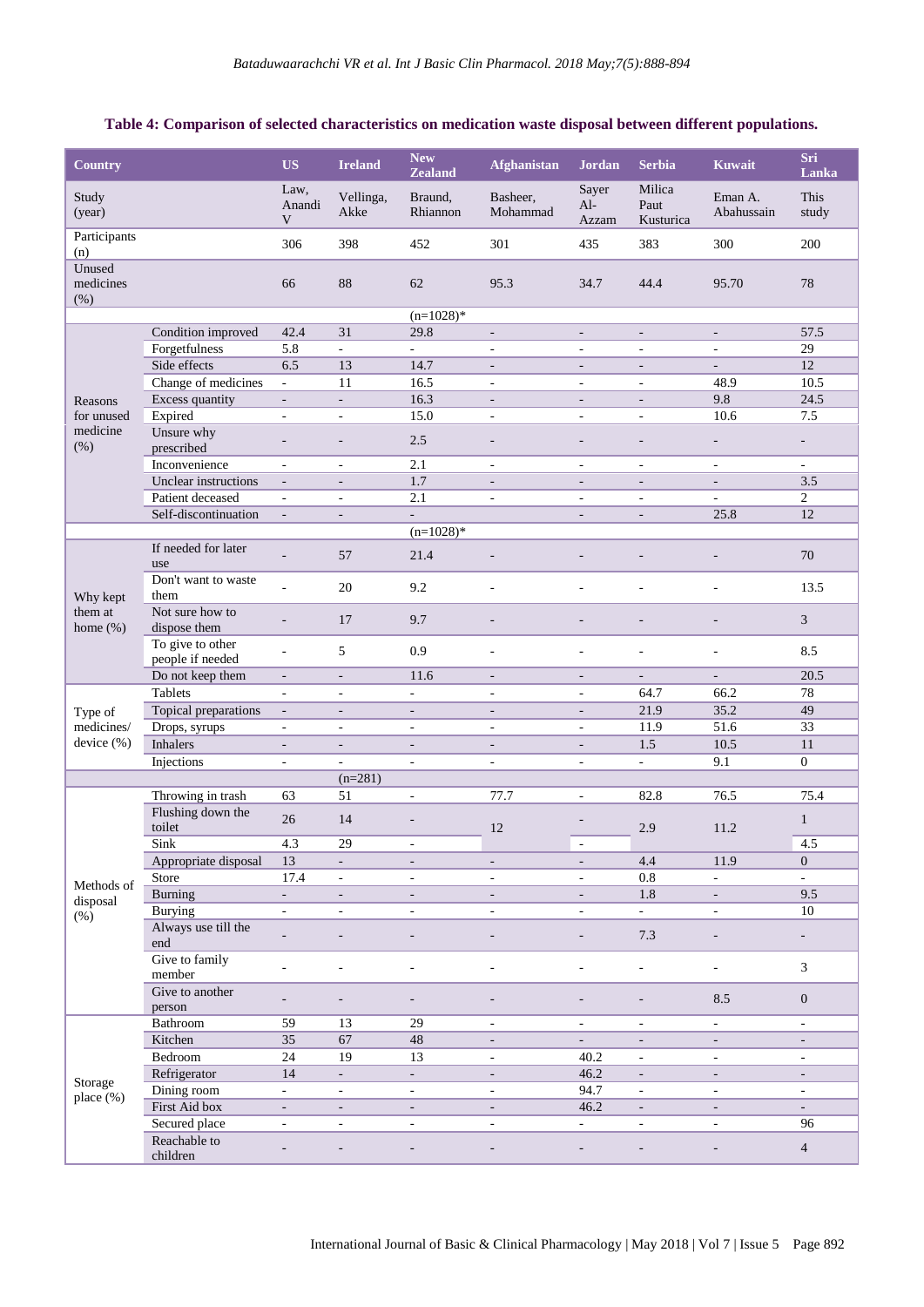**Table 4: Comparison of selected characteristics on medication waste disposal between different populations.**

| Country | | US | Ireland | New Zealand | Afghanistan | Jordan | Serbia | Kuwait | Sri Lanka |
|---|---|---|---|---|---|---|---|---|---|
| Study (year) | | Law, Anandi V | Vellinga, Akke | Braund, Rhiannon | Basheer, Mohammad | Sayer Al-Azzam | Milica Paut Kusturica | Eman A. Abahussain | This study |
| Participants (n) | | 306 | 398 | 452 | 301 | 435 | 383 | 300 | 200 |
| Unused medicines (%) | | 66 | 88 | 62 | 95.3 | 34.7 | 44.4 | 95.70 | 78 |
| | | | | (n=1028)* | | | | | |
| Reasons for unused medicine (%) | Condition improved | 42.4 | 31 | 29.8 | - | - | - | - | 57.5 |
| | Forgetfulness | 5.8 | - | - | - | - | - | - | 29 |
| | Side effects | 6.5 | 13 | 14.7 | - | - | - | - | 12 |
| | Change of medicines | - | 11 | 16.5 | - | - | - | 48.9 | 10.5 |
| | Excess quantity | - | - | 16.3 | - | - | - | 9.8 | 24.5 |
| | Expired | - | - | 15.0 | - | - | - | 10.6 | 7.5 |
| | Unsure why prescribed | - | - | 2.5 | - | - | - | - | - |
| | Inconvenience | - | - | 2.1 | - | - | - | - | - |
| | Unclear instructions | - | - | 1.7 | - | - | - | - | 3.5 |
| | Patient deceased | - | - | 2.1 | - | - | - | - | 2 |
| | Self-discontinuation | - | - | - | | - | - | 25.8 | 12 |
| | | | | (n=1028)* | | | | | |
| Why kept them at home (%) | If needed for later use | - | 57 | 21.4 | - | - | - | - | 70 |
| | Don't want to waste them | - | 20 | 9.2 | - | - | - | - | 13.5 |
| | Not sure how to dispose them | - | 17 | 9.7 | - | - | - | - | 3 |
| | To give to other people if needed | - | 5 | 0.9 | - | - | - | - | 8.5 |
| | Do not keep them | - | - | 11.6 | - | - | - | - | 20.5 |
| Type of medicines/ device (%) | Tablets | - | - | - | - | - | 64.7 | 66.2 | 78 |
| | Topical preparations | - | - | - | - | - | 21.9 | 35.2 | 49 |
| | Drops, syrups | - | - | - | - | - | 11.9 | 51.6 | 33 |
| | Inhalers | - | - | - | - | - | 1.5 | 10.5 | 11 |
| | Injections | - | - | - | - | - | - | 9.1 | 0 |
| | | | (n=281) | | | | | | |
| Methods of disposal (%) | Throwing in trash | 63 | 51 | - | 77.7 | - | 82.8 | 76.5 | 75.4 |
| | Flushing down the toilet | 26 | 14 | - | 12 | - | 2.9 | 11.2 | 1 |
| | Sink | 4.3 | 29 | - | | - | | | 4.5 |
| | Appropriate disposal | 13 | - | - | - | - | 4.4 | 11.9 | 0 |
| | Store | 17.4 | - | - | - | - | 0.8 | - | - |
| | Burning | - | - | - | - | - | 1.8 | - | 9.5 |
| | Burying | - | - | - | - | - | - | - | 10 |
| | Always use till the end | - | - | - | - | - | 7.3 | - | - |
| | Give to family member | - | - | - | - | - | - | - | 3 |
| | Give to another person | - | - | - | - | - | - | 8.5 | 0 |
| Storage place (%) | Bathroom | 59 | 13 | 29 | - | - | - | - | - |
| | Kitchen | 35 | 67 | 48 | - | - | - | - | - |
| | Bedroom | 24 | 19 | 13 | - | 40.2 | - | - | - |
| | Refrigerator | 14 | - | - | - | 46.2 | - | - | - |
| | Dining room | - | - | - | - | 94.7 | - | - | - |
| | First Aid box | - | - | - | - | 46.2 | - | - | - |
| | Secured place | - | - | - | - | - | - | - | 96 |
| | Reachable to children | - | - | - | - | - | - | - | 4 |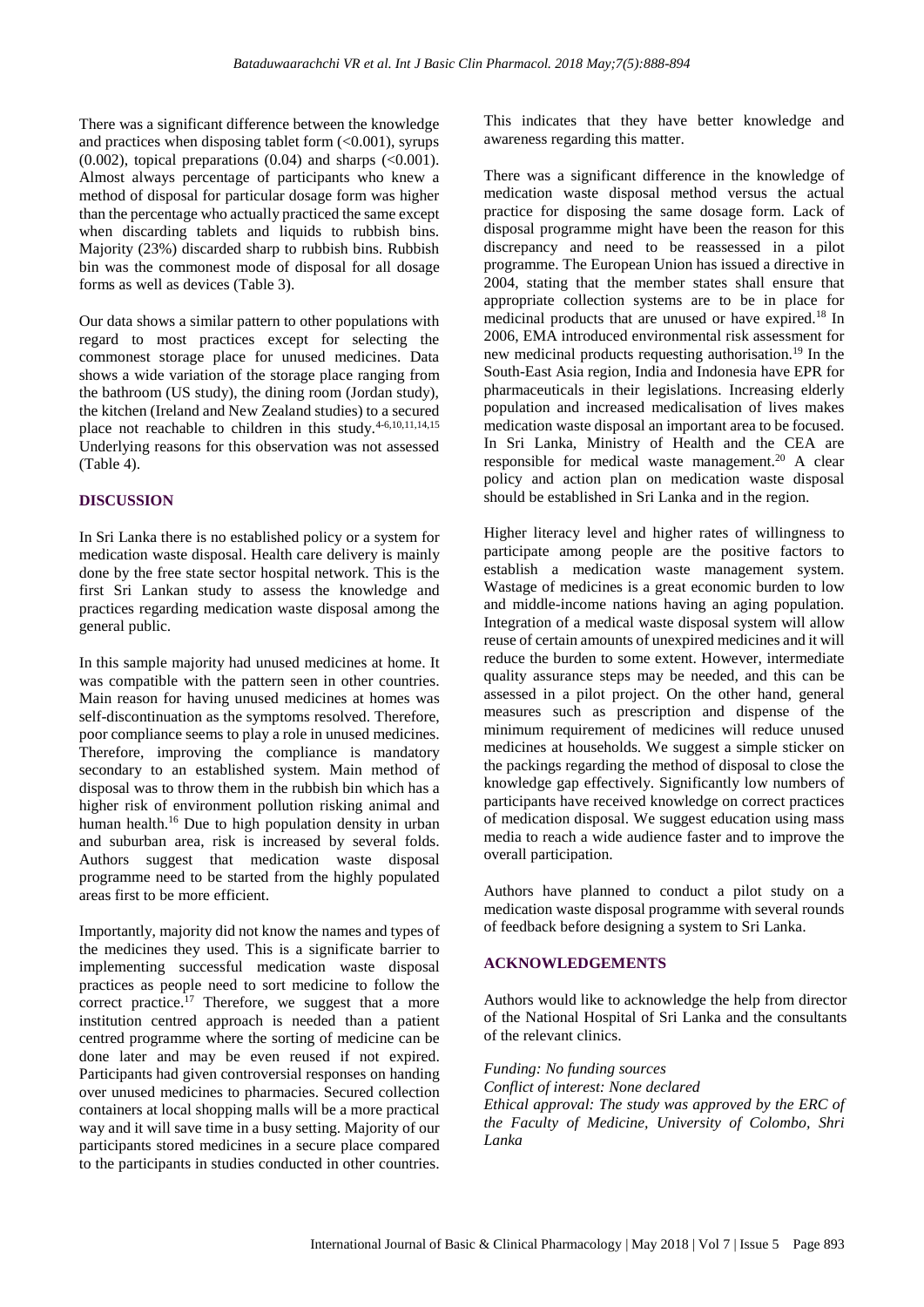There was a significant difference between the knowledge and practices when disposing tablet form (<0.001), syrups (0.002), topical preparations (0.04) and sharps (<0.001). Almost always percentage of participants who knew a method of disposal for particular dosage form was higher than the percentage who actually practiced the same except when discarding tablets and liquids to rubbish bins. Majority (23%) discarded sharp to rubbish bins. Rubbish bin was the commonest mode of disposal for all dosage forms as well as devices (Table 3).

Our data shows a similar pattern to other populations with regard to most practices except for selecting the commonest storage place for unused medicines. Data shows a wide variation of the storage place ranging from the bathroom (US study), the dining room (Jordan study), the kitchen (Ireland and New Zealand studies) to a secured place not reachable to children in this study.[4-6,10,11,14,15] Underlying reasons for this observation was not assessed (Table 4).

## DISCUSSION

In Sri Lanka there is no established policy or a system for medication waste disposal. Health care delivery is mainly done by the free state sector hospital network. This is the first Sri Lankan study to assess the knowledge and practices regarding medication waste disposal among the general public.

In this sample majority had unused medicines at home. It was compatible with the pattern seen in other countries. Main reason for having unused medicines at homes was self-discontinuation as the symptoms resolved. Therefore, poor compliance seems to play a role in unused medicines. Therefore, improving the compliance is mandatory secondary to an established system. Main method of disposal was to throw them in the rubbish bin which has a higher risk of environment pollution risking animal and human health.[16] Due to high population density in urban and suburban area, risk is increased by several folds. Authors suggest that medication waste disposal programme need to be started from the highly populated areas first to be more efficient.

Importantly, majority did not know the names and types of the medicines they used. This is a significate barrier to implementing successful medication waste disposal practices as people need to sort medicine to follow the correct practice.[17] Therefore, we suggest that a more institution centred approach is needed than a patient centred programme where the sorting of medicine can be done later and may be even reused if not expired. Participants had given controversial responses on handing over unused medicines to pharmacies. Secured collection containers at local shopping malls will be a more practical way and it will save time in a busy setting. Majority of our participants stored medicines in a secure place compared to the participants in studies conducted in other countries. This indicates that they have better knowledge and awareness regarding this matter.

There was a significant difference in the knowledge of medication waste disposal method versus the actual practice for disposing the same dosage form. Lack of disposal programme might have been the reason for this discrepancy and need to be reassessed in a pilot programme. The European Union has issued a directive in 2004, stating that the member states shall ensure that appropriate collection systems are to be in place for medicinal products that are unused or have expired.[18] In 2006, EMA introduced environmental risk assessment for new medicinal products requesting authorisation.[19] In the South-East Asia region, India and Indonesia have EPR for pharmaceuticals in their legislations. Increasing elderly population and increased medicalisation of lives makes medication waste disposal an important area to be focused. In Sri Lanka, Ministry of Health and the CEA are responsible for medical waste management.[20] A clear policy and action plan on medication waste disposal should be established in Sri Lanka and in the region.

Higher literacy level and higher rates of willingness to participate among people are the positive factors to establish a medication waste management system. Wastage of medicines is a great economic burden to low and middle-income nations having an aging population. Integration of a medical waste disposal system will allow reuse of certain amounts of unexpired medicines and it will reduce the burden to some extent. However, intermediate quality assurance steps may be needed, and this can be assessed in a pilot project. On the other hand, general measures such as prescription and dispense of the minimum requirement of medicines will reduce unused medicines at households. We suggest a simple sticker on the packings regarding the method of disposal to close the knowledge gap effectively. Significantly low numbers of participants have received knowledge on correct practices of medication disposal. We suggest education using mass media to reach a wide audience faster and to improve the overall participation.

Authors have planned to conduct a pilot study on a medication waste disposal programme with several rounds of feedback before designing a system to Sri Lanka.

## ACKNOWLEDGEMENTS

Authors would like to acknowledge the help from director of the National Hospital of Sri Lanka and the consultants of the relevant clinics.

*Funding: No funding sources*
*Conflict of interest: None declared*
*Ethical approval: The study was approved by the ERC of the Faculty of Medicine, University of Colombo, Shri Lanka*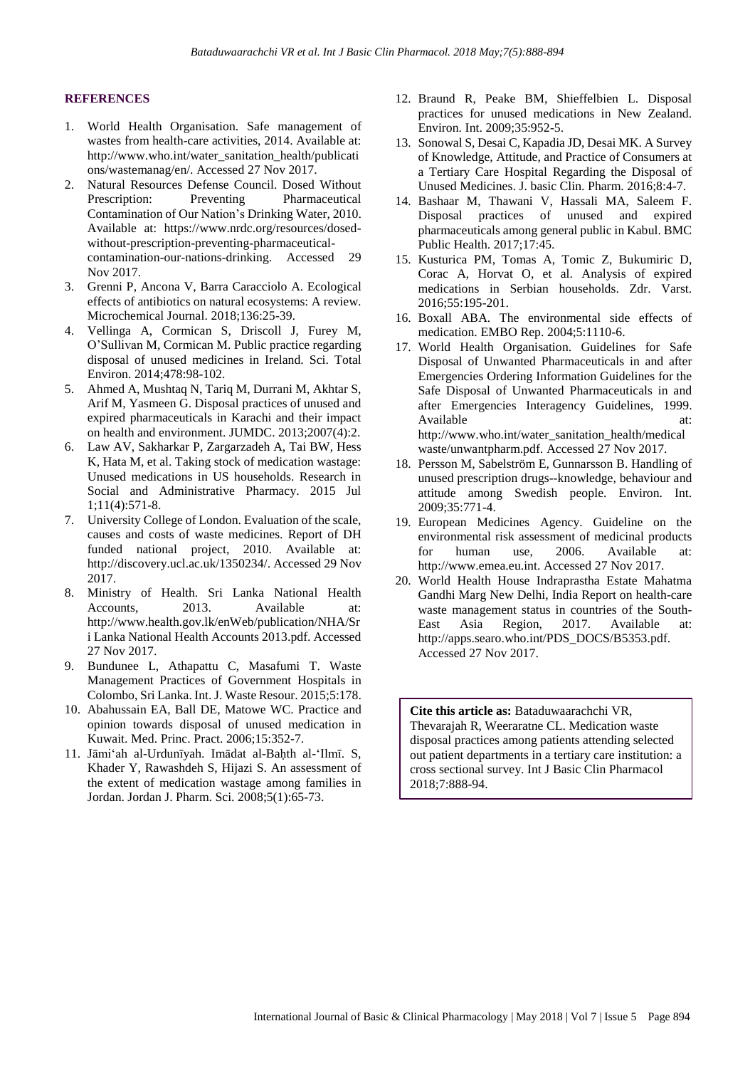## REFERENCES

1. World Health Organisation. Safe management of wastes from health-care activities, 2014. Available at: http://www.who.int/water_sanitation_health/publications/wastemanag/en/. Accessed 27 Nov 2017.
2. Natural Resources Defense Council. Dosed Without Prescription: Preventing Pharmaceutical Contamination of Our Nation's Drinking Water, 2010. Available at: https://www.nrdc.org/resources/dosed-without-prescription-preventing-pharmaceutical-contamination-our-nations-drinking. Accessed 29 Nov 2017.
3. Grenni P, Ancona V, Barra Caracciolo A. Ecological effects of antibiotics on natural ecosystems: A review. Microchemical Journal. 2018;136:25-39.
4. Vellinga A, Cormican S, Driscoll J, Furey M, O'Sullivan M, Cormican M. Public practice regarding disposal of unused medicines in Ireland. Sci. Total Environ. 2014;478:98-102.
5. Ahmed A, Mushtaq N, Tariq M, Durrani M, Akhtar S, Arif M, Yasmeen G. Disposal practices of unused and expired pharmaceuticals in Karachi and their impact on health and environment. JUMDC. 2013;2007(4):2.
6. Law AV, Sakharkar P, Zargarzadeh A, Tai BW, Hess K, Hata M, et al. Taking stock of medication wastage: Unused medications in US households. Research in Social and Administrative Pharmacy. 2015 Jul 1;11(4):571-8.
7. University College of London. Evaluation of the scale, causes and costs of waste medicines. Report of DH funded national project, 2010. Available at: http://discovery.ucl.ac.uk/1350234/. Accessed 29 Nov 2017.
8. Ministry of Health. Sri Lanka National Health Accounts, 2013. Available at: http://www.health.gov.lk/enWeb/publication/NHA/Sri Lanka National Health Accounts 2013.pdf. Accessed 27 Nov 2017.
9. Bundunee L, Athapattu C, Masafumi T. Waste Management Practices of Government Hospitals in Colombo, Sri Lanka. Int. J. Waste Resour. 2015;5:178.
10. Abahussain EA, Ball DE, Matowe WC. Practice and opinion towards disposal of unused medication in Kuwait. Med. Princ. Pract. 2006;15:352-7.
11. Jāmiʻah al-Urdunīyah. Imādat al-Baḥth al-ʻIlmī. S, Khader Y, Rawashdeh S, Hijazi S. An assessment of the extent of medication wastage among families in Jordan. Jordan J. Pharm. Sci. 2008;5(1):65-73.
12. Braund R, Peake BM, Shieffelbien L. Disposal practices for unused medications in New Zealand. Environ. Int. 2009;35:952-5.
13. Sonowal S, Desai C, Kapadia JD, Desai MK. A Survey of Knowledge, Attitude, and Practice of Consumers at a Tertiary Care Hospital Regarding the Disposal of Unused Medicines. J. basic Clin. Pharm. 2016;8:4-7.
14. Bashaar M, Thawani V, Hassali MA, Saleem F. Disposal practices of unused and expired pharmaceuticals among general public in Kabul. BMC Public Health. 2017;17:45.
15. Kusturica PM, Tomas A, Tomic Z, Bukumiric D, Corac A, Horvat O, et al. Analysis of expired medications in Serbian households. Zdr. Varst. 2016;55:195-201.
16. Boxall ABA. The environmental side effects of medication. EMBO Rep. 2004;5:1110-6.
17. World Health Organisation. Guidelines for Safe Disposal of Unwanted Pharmaceuticals in and after Emergencies Ordering Information Guidelines for the Safe Disposal of Unwanted Pharmaceuticals in and after Emergencies Interagency Guidelines, 1999. Available at: http://www.who.int/water_sanitation_health/medicalwaste/unwantpharm.pdf. Accessed 27 Nov 2017.
18. Persson M, Sabelström E, Gunnarsson B. Handling of unused prescription drugs--knowledge, behaviour and attitude among Swedish people. Environ. Int. 2009;35:771-4.
19. European Medicines Agency. Guideline on the environmental risk assessment of medicinal products for human use, 2006. Available at: http://www.emea.eu.int. Accessed 27 Nov 2017.
20. World Health House Indraprastha Estate Mahatma Gandhi Marg New Delhi, India Report on health-care waste management status in countries of the South-East Asia Region, 2017. Available at: http://apps.searo.who.int/PDS_DOCS/B5353.pdf. Accessed 27 Nov 2017.

**Cite this article as:** Bataduwaarachchi VR, Thevarajah R, Weeraratne CL. Medication waste disposal practices among patients attending selected out patient departments in a tertiary care institution: a cross sectional survey. Int J Basic Clin Pharmacol 2018;7:888-94.